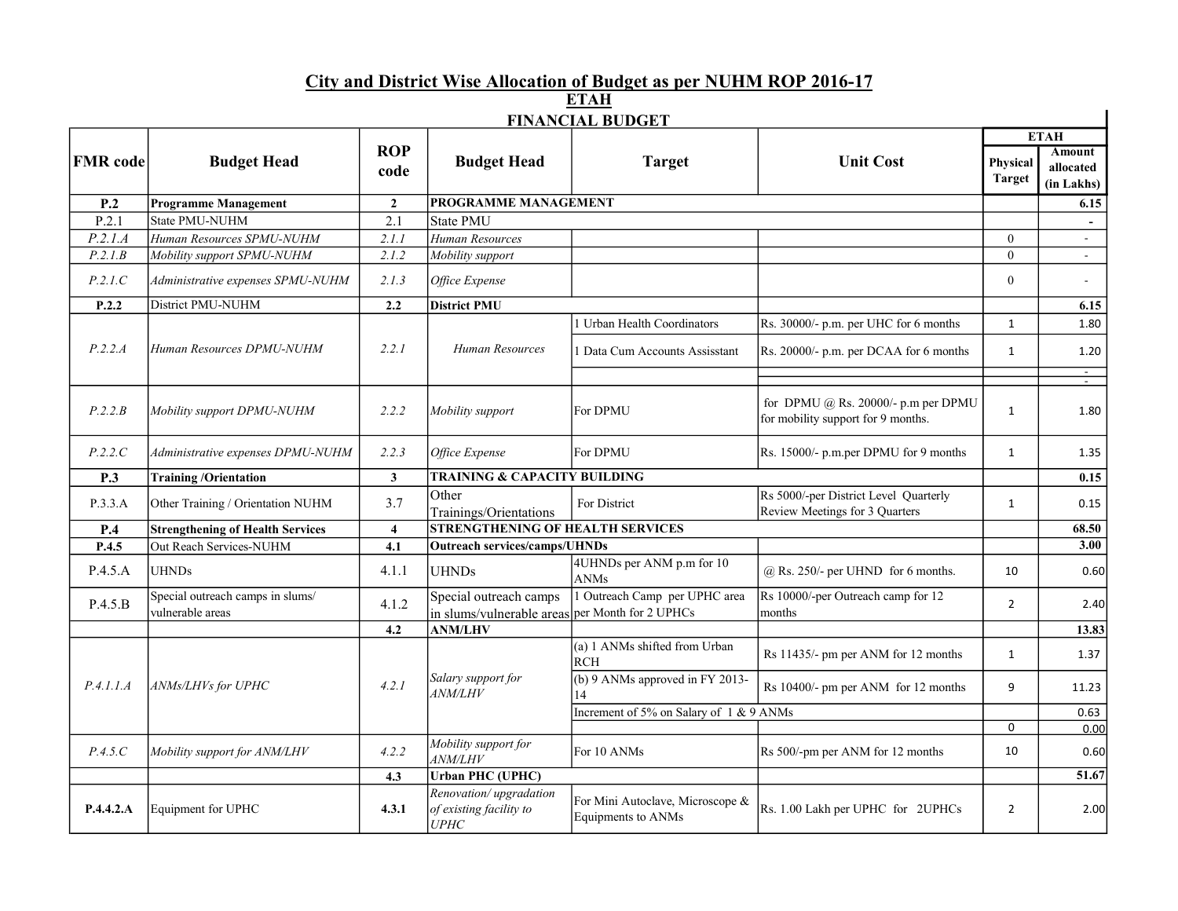# City and District Wise Allocation of Budget as per NUHM ROP 2016-17

## ETAH

### FINANCIAL BUDGET

| FMR code | Budget Head | ROP code | Budget Head | Target | Unit Cost | ETAH | |
|---|---|---|---|---|---|---|---|
| | | | | | | Physical Target | Amount allocated (in Lakhs) |
| **P.2** | **Programme Management** | **2** | **PROGRAMME MANAGEMENT** | | | | **6.15** |
| P.2.1 | State PMU-NUHM | 2.1 | State PMU | | | | **-** |
| *P.2.1.A* | *Human Resources SPMU-NUHM* | *2.1.1* | *Human Resources* | | | 0 | - |
| *P.2.1.B* | *Mobility support SPMU-NUHM* | *2.1.2* | *Mobility support* | | | 0 | - |
| *P.2.1.C* | *Administrative expenses SPMU-NUHM* | *2.1.3* | *Office Expense* | | | 0 | - |
| **P.2.2** | District PMU-NUHM | **2.2** | **District PMU** | | | | **6.15** |
| *P.2.2.A* | *Human Resources DPMU-NUHM* | *2.2.1* | *Human Resources* | 1 Urban Health Coordinators | Rs. 30000/- p.m. per UHC for 6 months | 1 | 1.80 |
| | | | | 1 Data Cum Accounts Assisstant | Rs. 20000/- p.m. per DCAA for 6 months | 1 | 1.20 |
| | | | | | | | - |
| | | | | | | | - |
| *P.2.2.B* | *Mobility support DPMU-NUHM* | *2.2.2* | *Mobility support* | For DPMU | for DPMU @ Rs. 20000/- p.m per DPMU for mobility support for 9 months. | 1 | 1.80 |
| *P.2.2.C* | *Administrative expenses DPMU-NUHM* | *2.2.3* | *Office Expense* | For DPMU | Rs. 15000/- p.m.per DPMU for 9 months | 1 | 1.35 |
| **P.3** | **Training /Orientation** | **3** | **TRAINING & CAPACITY BUILDING** | | | | **0.15** |
| P.3.3.A | Other Training / Orientation NUHM | 3.7 | Other Trainings/Orientations | For District | Rs 5000/-per District Level Quarterly Review Meetings for 3 Quarters | 1 | 0.15 |
| **P.4** | **Strengthening of Health Services** | **4** | **STRENGTHENING OF HEALTH SERVICES** | | | | **68.50** |
| **P.4.5** | Out Reach Services-NUHM | **4.1** | **Outreach services/camps/UHNDs** | | | | **3.00** |
| P.4.5.A | UHNDs | 4.1.1 | UHNDs | 4UHNDs per ANM p.m for 10 ANMs | @ Rs. 250/- per UHND for 6 months. | 10 | 0.60 |
| P.4.5.B | Special outreach camps in slums/ vulnerable areas | 4.1.2 | Special outreach camps in slums/vulnerable areas | 1 Outreach Camp per UPHC area per Month for 2 UPHCs | Rs 10000/-per Outreach camp for 12 months | 2 | 2.40 |
| | | **4.2** | **ANM/LHV** | | | | **13.83** |
| *P.4.1.1.A* | *ANMs/LHVs for UPHC* | *4.2.1* | *Salary support for ANM/LHV* | (a) 1 ANMs shifted from Urban RCH | Rs 11435/- pm per ANM for 12 months | 1 | 1.37 |
| | | | | (b) 9 ANMs approved in FY 2013-14 | Rs 10400/- pm per ANM for 12 months | 9 | 11.23 |
| | | | | Increment of 5% on Salary of 1 & 9 ANMs | | | 0.63 |
| | | | | | | 0 | 0.00 |
| *P.4.5.C* | *Mobility support for ANM/LHV* | *4.2.2* | *Mobility support for ANM/LHV* | For 10 ANMs | Rs 500/-pm per ANM for 12 months | 10 | 0.60 |
| | | **4.3** | **Urban PHC (UPHC)** | | | | **51.67** |
| **P.4.4.2.A** | Equipment for UPHC | **4.3.1** | *Renovation/ upgradation of existing facility to UPHC* | For Mini Autoclave, Microscope & Equipments to ANMs | Rs. 1.00 Lakh per UPHC for 2UPHCs | 2 | 2.00 |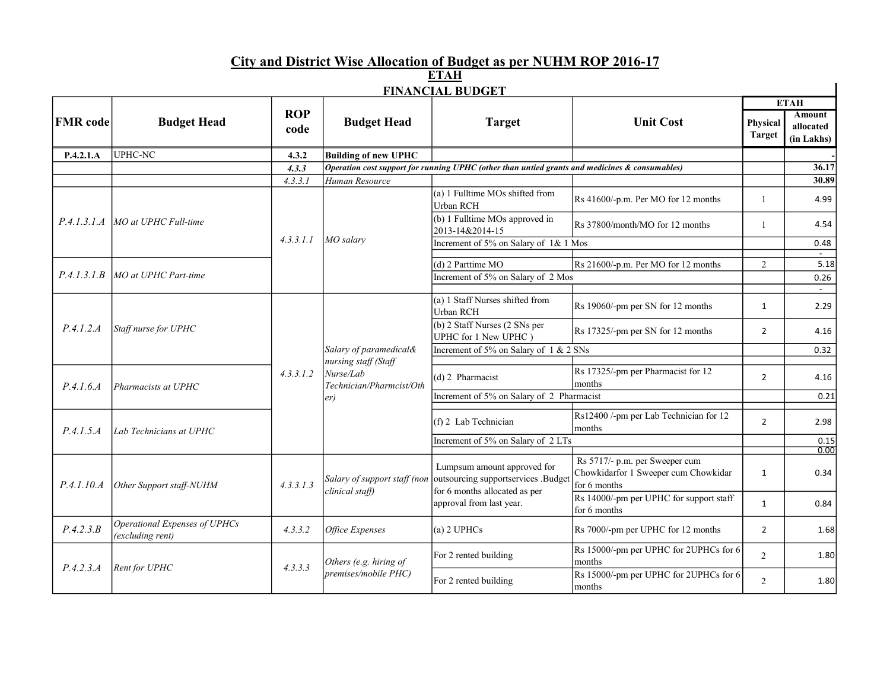## City and District Wise Allocation of Budget as per NUHM ROP 2016-17

### ETAH

### FINANCIAL BUDGET

| FMR code | Budget Head | ROP code | Budget Head | Target | Unit Cost | ETAH Physical Target | ETAH Amount allocated (in Lakhs) |
|---|---|---|---|---|---|---|---|
| **P.4.2.1.A** | UPHC-NC | **4.3.2** | **Building of new UPHC** | | | | - |
| | | ***4.3.3*** | ***Operation cost support for running UPHC (other than untied grants and medicines & consumables)*** | | | | **36.17** |
| | | *4.3.3.1* | *Human Resource* | | | | **30.89** |
| *P.4.1.3.1.A* | *MO at UPHC Full-time* | *4.3.3.1.1* | *MO salary* | (a) 1 Fulltime MOs shifted from Urban RCH | Rs 41600/-p.m. Per MO for 12 months | 1 | 4.99 |
| | | | | (b) 1 Fulltime MOs approved in 2013-14&2014-15 | Rs 37800/month/MO for 12 months | 1 | 4.54 |
| | | | | Increment of 5% on Salary of 1& 1 Mos | | | 0.48 |
| | | | | | | | - |
| *P.4.1.3.1.B* | *MO at UPHC Part-time* | | | (d) 2 Parttime MO | Rs 21600/-p.m. Per MO for 12 months | 2 | 5.18 |
| | | | | Increment of 5% on Salary of 2 Mos | | | 0.26 |
| | | | | | | | - |
| *P.4.1.2.A* | *Staff nurse for UPHC* | *4.3.3.1.2* | *Salary of paramedical& nursing staff (Staff Nurse/Lab Technician/Pharmcist/Other)* | (a) 1 Staff Nurses shifted from Urban RCH | Rs 19060/-pm per SN for 12 months | 1 | 2.29 |
| | | | | (b) 2 Staff Nurses (2 SNs per UPHC for 1 New UPHC ) | Rs 17325/-pm per SN for 12 months | 2 | 4.16 |
| | | | | Increment of 5% on Salary of 1 & 2 SNs | | | 0.32 |
| | | | | | | | |
| *P.4.1.6.A* | *Pharmacists at UPHC* | | | (d) 2 Pharmacist | Rs 17325/-pm per Pharmacist for 12 months | 2 | 4.16 |
| | | | | Increment of 5% on Salary of 2 Pharmacist | | | 0.21 |
| | | | | | | | |
| *P.4.1.5.A* | *Lab Technicians at UPHC* | | | (f) 2 Lab Technician | Rs12400 /-pm per Lab Technician for 12 months | 2 | 2.98 |
| | | | | Increment of 5% on Salary of 2 LTs | | | 0.15 |
| | | | | | | | 0.00 |
| *P.4.1.10.A* | *Other Support staff-NUHM* | *4.3.3.1.3* | *Salary of support staff (non clinical staff)* | Lumpsum amount approved for outsourcing supportservices .Budget for 6 months allocated as per approval from last year. | Rs 5717/- p.m. per Sweeper cum Chowkidarfor 1 Sweeper cum Chowkidar for 6 months | 1 | 0.34 |
| | | | | | Rs 14000/-pm per UPHC for support staff for 6 months | 1 | 0.84 |
| *P.4.2.3.B* | *Operational Expenses of UPHCs (excluding rent)* | *4.3.3.2* | *Office Expenses* | (a) 2 UPHCs | Rs 7000/-pm per UPHC for 12 months | 2 | 1.68 |
| *P.4.2.3.A* | *Rent for UPHC* | *4.3.3.3* | *Others (e.g. hiring of premises/mobile PHC)* | For 2 rented building | Rs 15000/-pm per UPHC for 2UPHCs for 6 months | 2 | 1.80 |
| | | | | For 2 rented building | Rs 15000/-pm per UPHC for 2UPHCs for 6 months | 2 | 1.80 |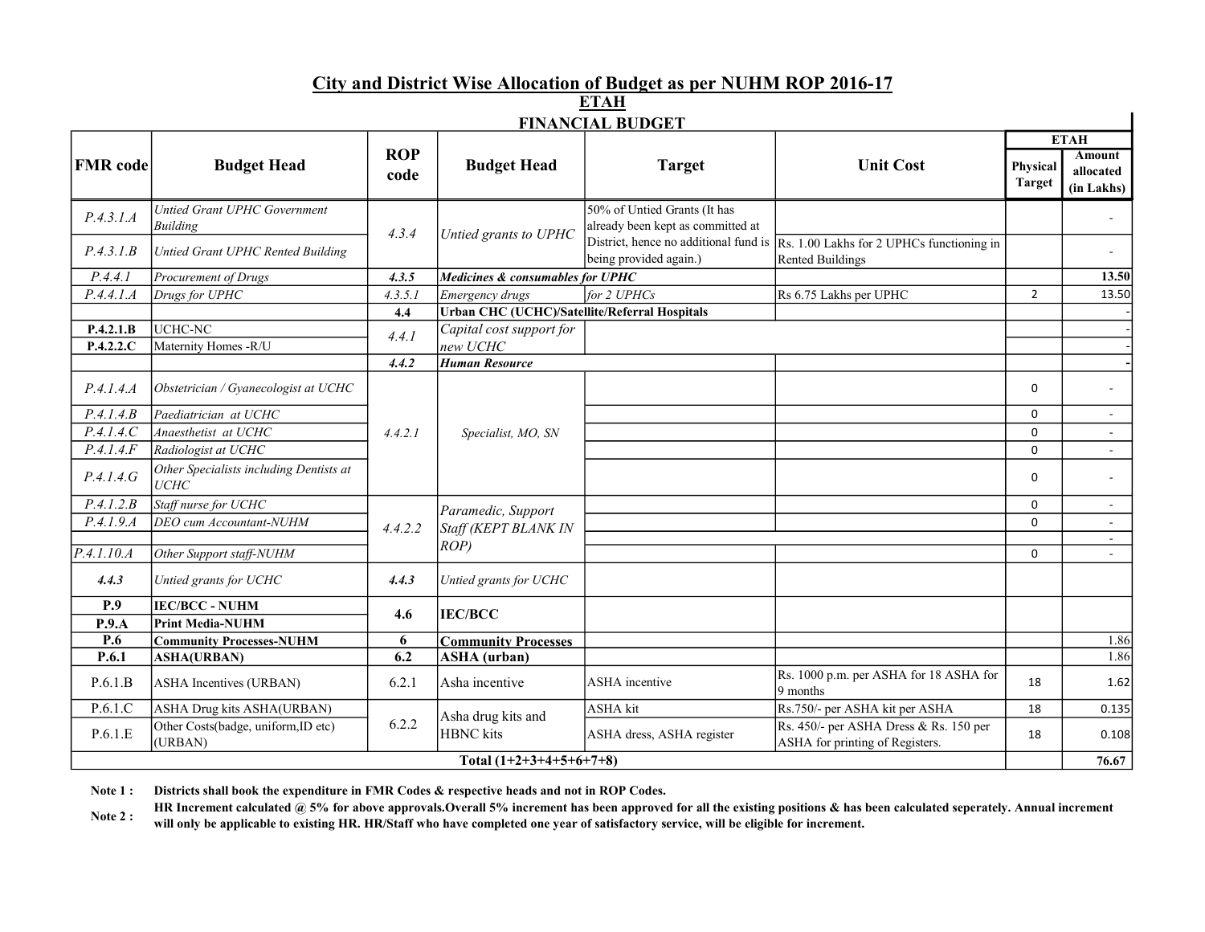## City and District Wise Allocation of Budget as per NUHM ROP 2016-17

### ETAH

### FINANCIAL BUDGET

| FMR code | Budget Head | ROP code | Budget Head | Target | Unit Cost | ETAH | |
|---|---|---|---|---|---|---|---|
| | | | | | | Physical Target | Amount allocated (in Lakhs) |
| *P.4.3.1.A* | *Untied Grant UPHC Government Building* | *4.3.4* | *Untied grants to UPHC* | 50% of Untied Grants (It has already been kept as committed at District, hence no additional fund is being provided again.) | | | - |
| *P.4.3.1.B* | *Untied Grant UPHC Rented Building* | | | | Rs. 1.00 Lakhs for 2 UPHCs functioning in Rented Buildings | | - |
| *P.4.4.1* | *Procurement of Drugs* | **4.3.5** | ***Medicines & consumables for UPHC*** | | | | **13.50** |
| *P.4.4.1.A* | *Drugs for UPHC* | *4.3.5.1* | *Emergency drugs* | *for 2 UPHCs* | Rs 6.75 Lakhs per UPHC | 2 | 13.50 |
| | | **4.4** | **Urban CHC (UCHC)/Satellite/Referral Hospitals** | | | | - |
| **P.4.2.1.B** | UCHC-NC | *4.4.1* | *Capital cost support for new UCHC* | | | | - |
| **P.4.2.2.C** | Maternity Homes -R/U | | | | | | - |
| | | ***4.4.2*** | ***Human Resource*** | | | | - |
| *P.4.1.4.A* | *Obstetrician / Gyanecologist at UCHC* | *4.4.2.1* | *Specialist, MO, SN* | | | 0 | - |
| *P.4.1.4.B* | *Paediatrician at UCHC* | | | | | 0 | - |
| *P.4.1.4.C* | *Anaesthetist at UCHC* | | | | | 0 | - |
| *P.4.1.4.F* | *Radiologist at UCHC* | | | | | 0 | - |
| *P.4.1.4.G* | *Other Specialists including Dentists at UCHC* | | | | | 0 | - |
| *P.4.1.2.B* | *Staff nurse for UCHC* | *4.4.2.2* | *Paramedic, Support Staff (KEPT BLANK IN ROP)* | | | 0 | - |
| *P.4.1.9.A* | *DEO cum Accountant-NUHM* | | | | | 0 | - |
| | | | | | | | - |
| *P.4.1.10.A* | *Other Support staff-NUHM* | | | | | 0 | - |
| ***4.4.3*** | *Untied grants for UCHC* | ***4.4.3*** | *Untied grants for UCHC* | | | | |
| **P.9** | **IEC/BCC - NUHM** | **4.6** | **IEC/BCC** | | | | |
| **P.9.A** | **Print Media-NUHM** | | | | | | |
| **P.6** | **Community Processes-NUHM** | **6** | **Community Processes** | | | | 1.86 |
| **P.6.1** | **ASHA(URBAN)** | **6.2** | **ASHA (urban)** | | | | 1.86 |
| P.6.1.B | ASHA Incentives (URBAN) | 6.2.1 | Asha incentive | ASHA incentive | Rs. 1000 p.m. per ASHA for 18 ASHA for 9 months | 18 | 1.62 |
| P.6.1.C | ASHA Drug kits ASHA(URBAN) | 6.2.2 | Asha drug kits and HBNC kits | ASHA kit | Rs.750/- per ASHA kit per ASHA | 18 | 0.135 |
| P.6.1.E | Other Costs(badge, uniform,ID etc) (URBAN) | | | ASHA dress, ASHA register | Rs. 450/- per ASHA Dress & Rs. 150 per ASHA for printing of Registers. | 18 | 0.108 |
| **Total (1+2+3+4+5+6+7+8)** | | | | | | | **76.67** |

**Note 1 :** **Districts shall book the expenditure in FMR Codes & respective heads and not in ROP Codes.**

**Note 2 :** **HR Increment calculated @ 5% for above approvals.Overall 5% increment has been approved for all the existing positions & has been calculated seperately. Annual increment will only be applicable to existing HR. HR/Staff who have completed one year of satisfactory service, will be eligible for increment.**